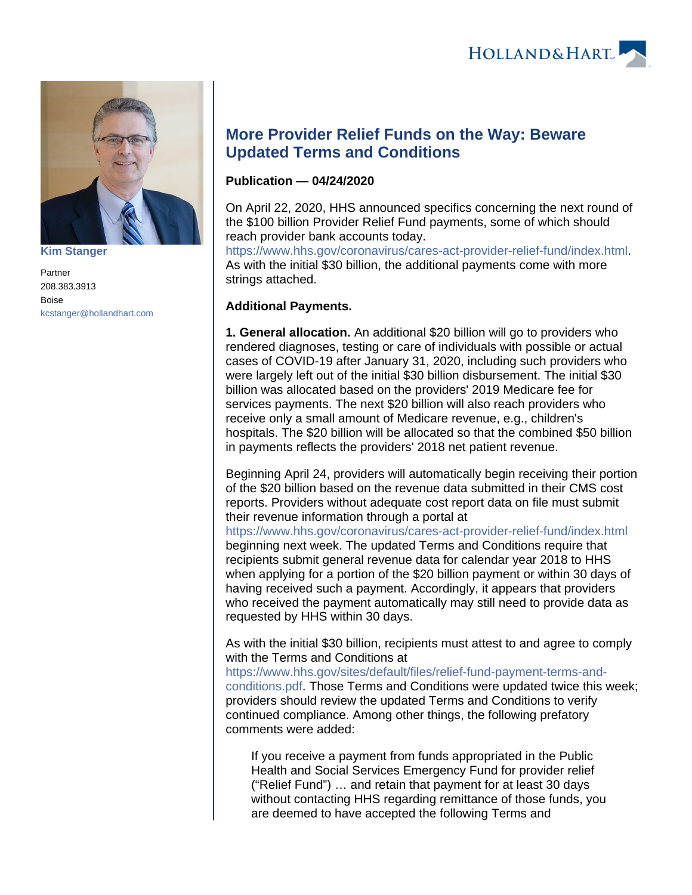Kim Stanger

Partner

208.383.3913

Boise

kcstanger@hollandhart.com

# More Provider Relief Funds on the Way: Beware Updated Terms and Conditions

**Publication — 04/24/2020**

On April 22, 2020, HHS announced specifics concerning the next round of the $100 billion Provider Relief Fund payments, some of which should reach provider bank accounts today. https://www.hhs.gov/coronavirus/cares-act-provider-relief-fund/index.html. As with the initial $30 billion, the additional payments come with more strings attached.

**Additional Payments.**

**1. General allocation.** An additional $20 billion will go to providers who rendered diagnoses, testing or care of individuals with possible or actual cases of COVID-19 after January 31, 2020, including such providers who were largely left out of the initial $30 billion disbursement. The initial $30 billion was allocated based on the providers' 2019 Medicare fee for services payments. The next $20 billion will also reach providers who receive only a small amount of Medicare revenue, e.g., children's hospitals. The $20 billion will be allocated so that the combined $50 billion in payments reflects the providers' 2018 net patient revenue.

Beginning April 24, providers will automatically begin receiving their portion of the $20 billion based on the revenue data submitted in their CMS cost reports. Providers without adequate cost report data on file must submit their revenue information through a portal at https://www.hhs.gov/coronavirus/cares-act-provider-relief-fund/index.html beginning next week. The updated Terms and Conditions require that recipients submit general revenue data for calendar year 2018 to HHS when applying for a portion of the $20 billion payment or within 30 days of having received such a payment. Accordingly, it appears that providers who received the payment automatically may still need to provide data as requested by HHS within 30 days.

As with the initial $30 billion, recipients must attest to and agree to comply with the Terms and Conditions at https://www.hhs.gov/sites/default/files/relief-fund-payment-terms-and-conditions.pdf. Those Terms and Conditions were updated twice this week; providers should review the updated Terms and Conditions to verify continued compliance. Among other things, the following prefatory comments were added:

> If you receive a payment from funds appropriated in the Public Health and Social Services Emergency Fund for provider relief ("Relief Fund") … and retain that payment for at least 30 days without contacting HHS regarding remittance of those funds, you are deemed to have accepted the following Terms and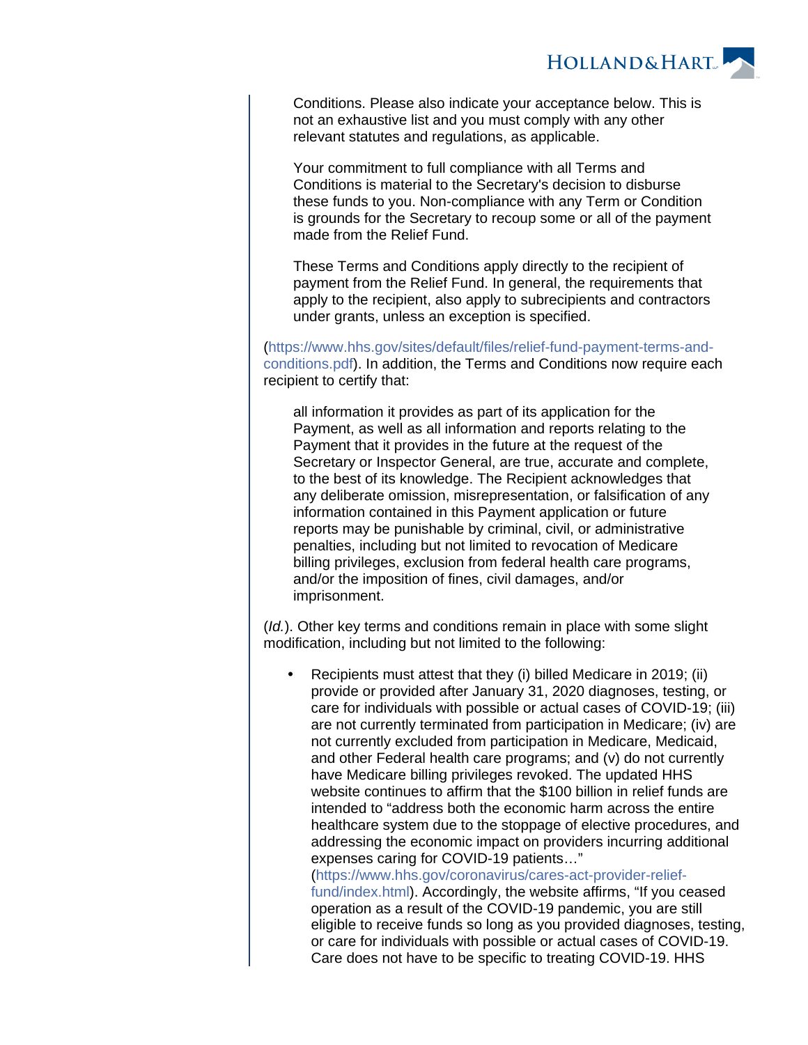> Conditions. Please also indicate your acceptance below. This is not an exhaustive list and you must comply with any other relevant statutes and regulations, as applicable.
>
> Your commitment to full compliance with all Terms and Conditions is material to the Secretary's decision to disburse these funds to you. Non-compliance with any Term or Condition is grounds for the Secretary to recoup some or all of the payment made from the Relief Fund.
>
> These Terms and Conditions apply directly to the recipient of payment from the Relief Fund. In general, the requirements that apply to the recipient, also apply to subrecipients and contractors under grants, unless an exception is specified.

(https://www.hhs.gov/sites/default/files/relief-fund-payment-terms-and-conditions.pdf). In addition, the Terms and Conditions now require each recipient to certify that:

> all information it provides as part of its application for the Payment, as well as all information and reports relating to the Payment that it provides in the future at the request of the Secretary or Inspector General, are true, accurate and complete, to the best of its knowledge. The Recipient acknowledges that any deliberate omission, misrepresentation, or falsification of any information contained in this Payment application or future reports may be punishable by criminal, civil, or administrative penalties, including but not limited to revocation of Medicare billing privileges, exclusion from federal health care programs, and/or the imposition of fines, civil damages, and/or imprisonment.

(*Id.*). Other key terms and conditions remain in place with some slight modification, including but not limited to the following:

- Recipients must attest that they (i) billed Medicare in 2019; (ii) provide or provided after January 31, 2020 diagnoses, testing, or care for individuals with possible or actual cases of COVID-19; (iii) are not currently terminated from participation in Medicare; (iv) are not currently excluded from participation in Medicare, Medicaid, and other Federal health care programs; and (v) do not currently have Medicare billing privileges revoked. The updated HHS website continues to affirm that the $100 billion in relief funds are intended to "address both the economic harm across the entire healthcare system due to the stoppage of elective procedures, and addressing the economic impact on providers incurring additional expenses caring for COVID-19 patients…" (https://www.hhs.gov/coronavirus/cares-act-provider-relief-fund/index.html). Accordingly, the website affirms, "If you ceased operation as a result of the COVID-19 pandemic, you are still eligible to receive funds so long as you provided diagnoses, testing, or care for individuals with possible or actual cases of COVID-19. Care does not have to be specific to treating COVID-19. HHS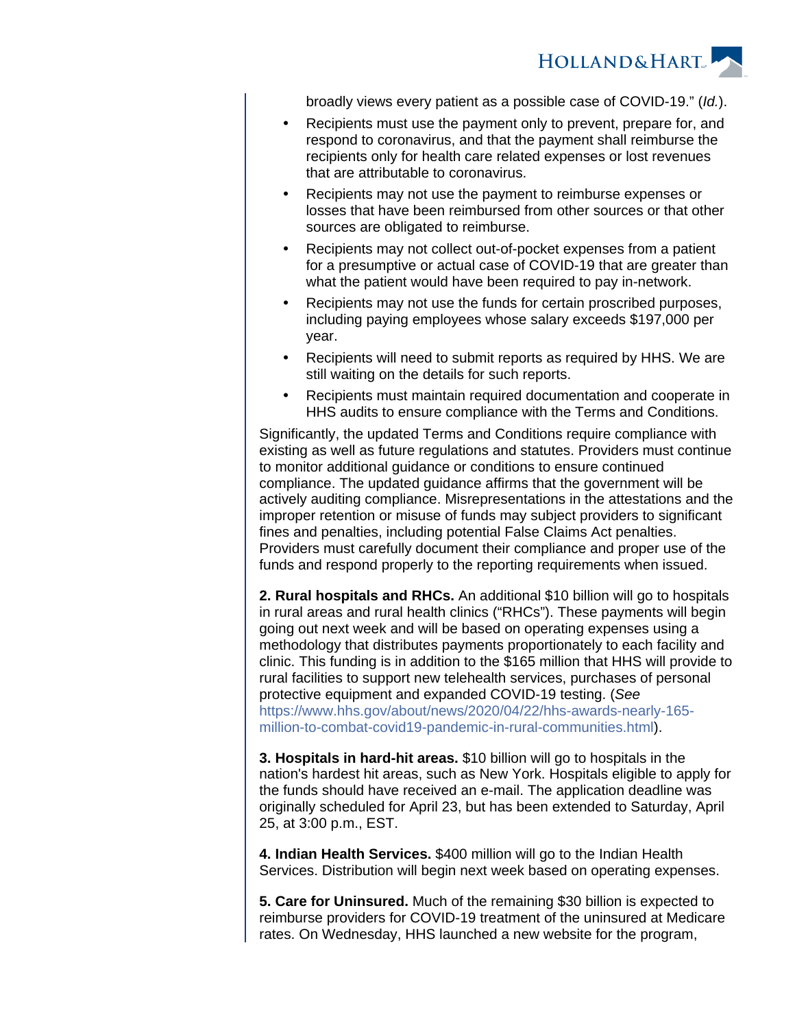broadly views every patient as a possible case of COVID-19." (*Id.*).

- Recipients must use the payment only to prevent, prepare for, and respond to coronavirus, and that the payment shall reimburse the recipients only for health care related expenses or lost revenues that are attributable to coronavirus.
- Recipients may not use the payment to reimburse expenses or losses that have been reimbursed from other sources or that other sources are obligated to reimburse.
- Recipients may not collect out-of-pocket expenses from a patient for a presumptive or actual case of COVID-19 that are greater than what the patient would have been required to pay in-network.
- Recipients may not use the funds for certain proscribed purposes, including paying employees whose salary exceeds $197,000 per year.
- Recipients will need to submit reports as required by HHS. We are still waiting on the details for such reports.
- Recipients must maintain required documentation and cooperate in HHS audits to ensure compliance with the Terms and Conditions.

Significantly, the updated Terms and Conditions require compliance with existing as well as future regulations and statutes. Providers must continue to monitor additional guidance or conditions to ensure continued compliance. The updated guidance affirms that the government will be actively auditing compliance. Misrepresentations in the attestations and the improper retention or misuse of funds may subject providers to significant fines and penalties, including potential False Claims Act penalties. Providers must carefully document their compliance and proper use of the funds and respond properly to the reporting requirements when issued.

**2. Rural hospitals and RHCs.** An additional $10 billion will go to hospitals in rural areas and rural health clinics ("RHCs"). These payments will begin going out next week and will be based on operating expenses using a methodology that distributes payments proportionately to each facility and clinic. This funding is in addition to the $165 million that HHS will provide to rural facilities to support new telehealth services, purchases of personal protective equipment and expanded COVID-19 testing. (*See* https://www.hhs.gov/about/news/2020/04/22/hhs-awards-nearly-165-million-to-combat-covid19-pandemic-in-rural-communities.html).

**3. Hospitals in hard-hit areas.** $10 billion will go to hospitals in the nation's hardest hit areas, such as New York. Hospitals eligible to apply for the funds should have received an e-mail. The application deadline was originally scheduled for April 23, but has been extended to Saturday, April 25, at 3:00 p.m., EST.

**4. Indian Health Services.** $400 million will go to the Indian Health Services. Distribution will begin next week based on operating expenses.

**5. Care for Uninsured.** Much of the remaining $30 billion is expected to reimburse providers for COVID-19 treatment of the uninsured at Medicare rates. On Wednesday, HHS launched a new website for the program,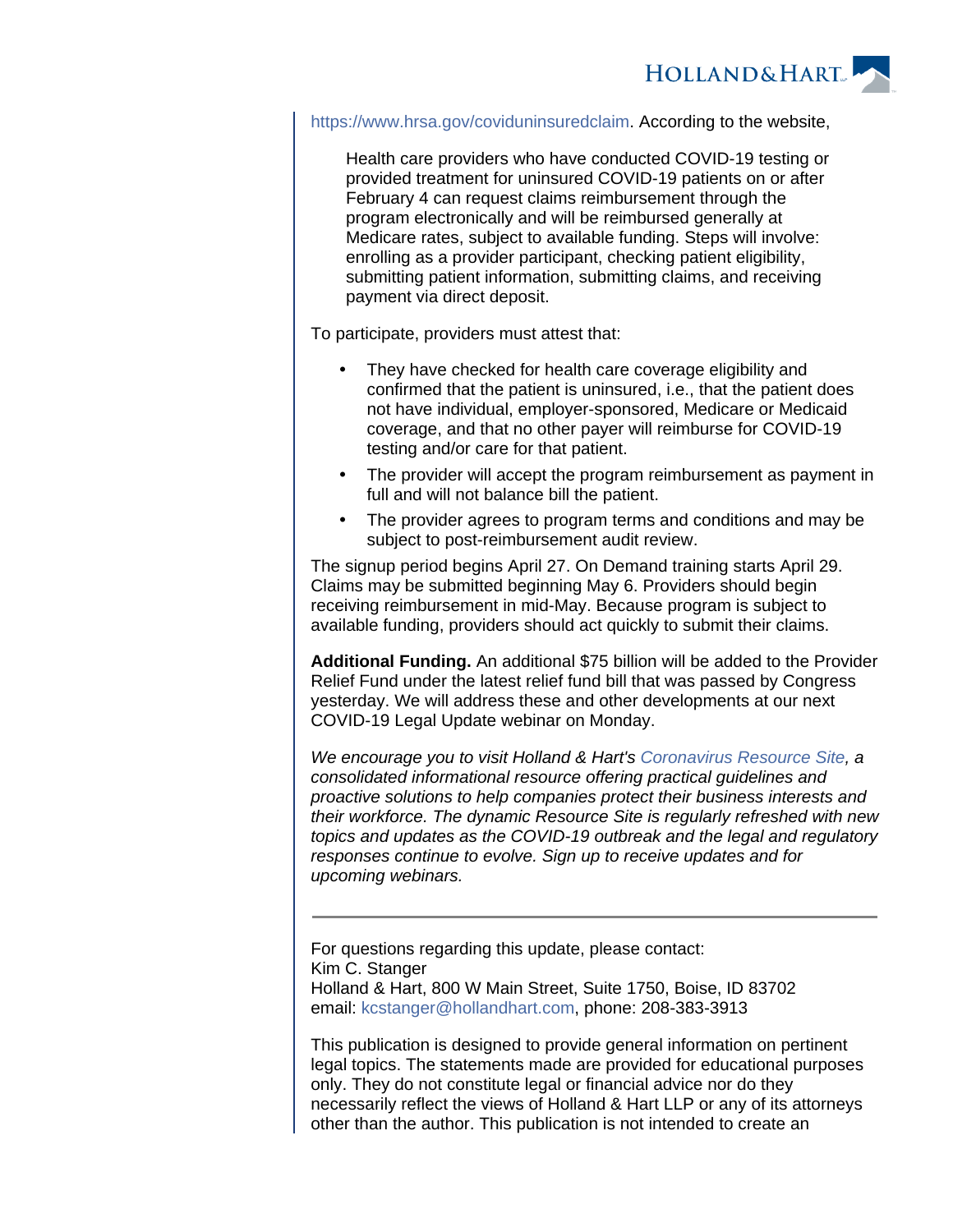https://www.hrsa.gov/coviduninsuredclaim. According to the website,

> Health care providers who have conducted COVID-19 testing or provided treatment for uninsured COVID-19 patients on or after February 4 can request claims reimbursement through the program electronically and will be reimbursed generally at Medicare rates, subject to available funding. Steps will involve: enrolling as a provider participant, checking patient eligibility, submitting patient information, submitting claims, and receiving payment via direct deposit.

To participate, providers must attest that:

- They have checked for health care coverage eligibility and confirmed that the patient is uninsured, i.e., that the patient does not have individual, employer-sponsored, Medicare or Medicaid coverage, and that no other payer will reimburse for COVID-19 testing and/or care for that patient.
- The provider will accept the program reimbursement as payment in full and will not balance bill the patient.
- The provider agrees to program terms and conditions and may be subject to post-reimbursement audit review.

The signup period begins April 27. On Demand training starts April 29. Claims may be submitted beginning May 6. Providers should begin receiving reimbursement in mid-May. Because program is subject to available funding, providers should act quickly to submit their claims.

**Additional Funding.** An additional $75 billion will be added to the Provider Relief Fund under the latest relief fund bill that was passed by Congress yesterday. We will address these and other developments at our next COVID-19 Legal Update webinar on Monday.

*We encourage you to visit Holland & Hart's Coronavirus Resource Site, a consolidated informational resource offering practical guidelines and proactive solutions to help companies protect their business interests and their workforce. The dynamic Resource Site is regularly refreshed with new topics and updates as the COVID-19 outbreak and the legal and regulatory responses continue to evolve. Sign up to receive updates and for upcoming webinars.*

---

For questions regarding this update, please contact:
Kim C. Stanger
Holland & Hart, 800 W Main Street, Suite 1750, Boise, ID 83702
email: kcstanger@hollandhart.com, phone: 208-383-3913

This publication is designed to provide general information on pertinent legal topics. The statements made are provided for educational purposes only. They do not constitute legal or financial advice nor do they necessarily reflect the views of Holland & Hart LLP or any of its attorneys other than the author. This publication is not intended to create an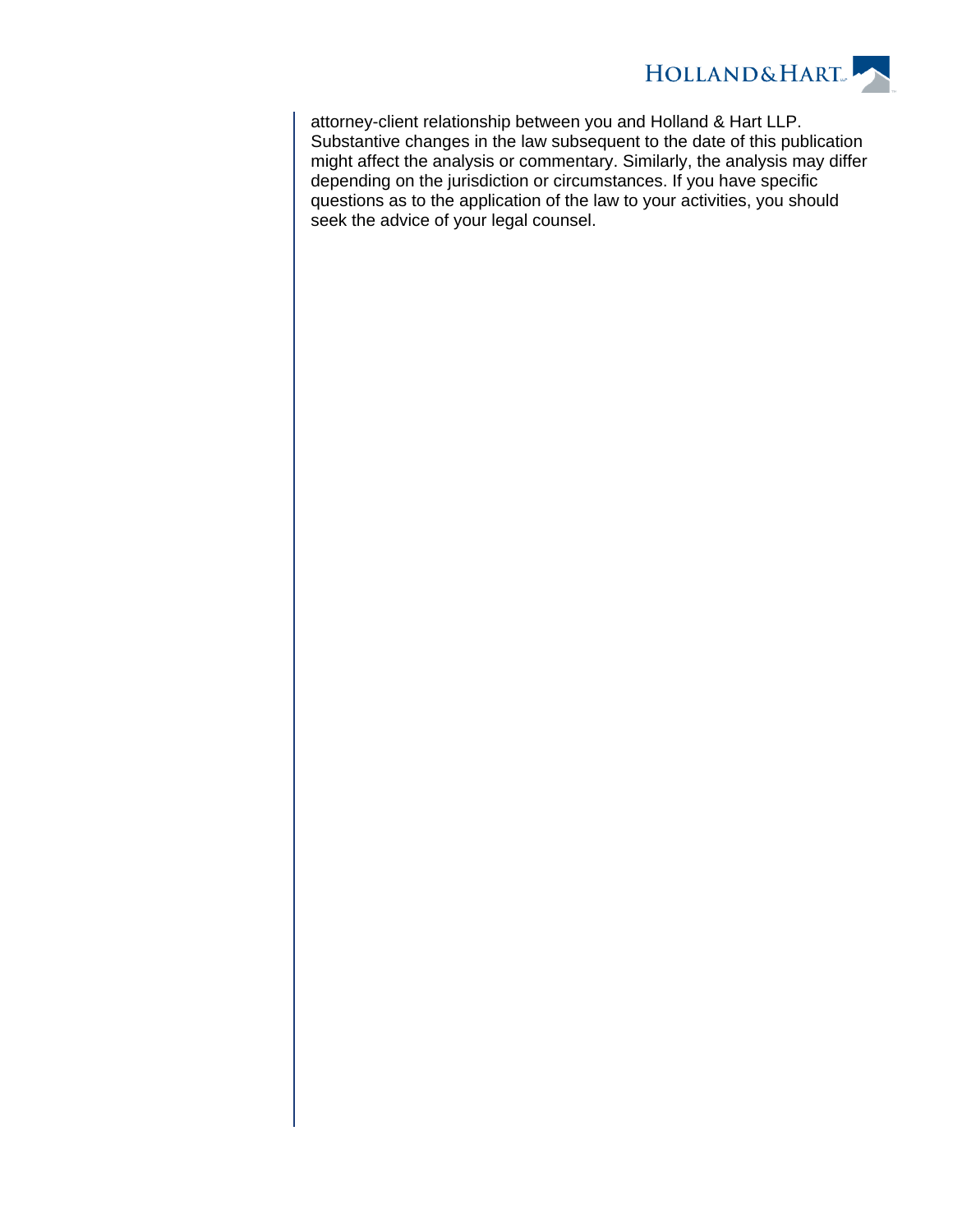attorney-client relationship between you and Holland & Hart LLP. Substantive changes in the law subsequent to the date of this publication might affect the analysis or commentary. Similarly, the analysis may differ depending on the jurisdiction or circumstances. If you have specific questions as to the application of the law to your activities, you should seek the advice of your legal counsel.